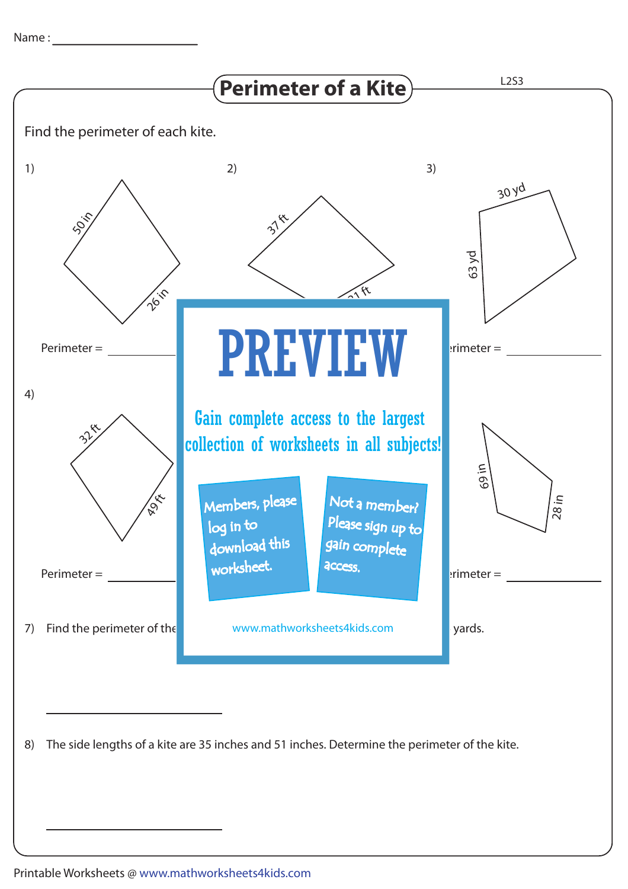Name : ____________________

# Perimeter of a Kite

L2S3

Find the perimeter of each kite.

1)

50 in

26 in

Perimeter = __________

2)

37 ft

21 ft

3)

30 yd

63 yd

Perimeter = __________

4)

32 ft

49 ft

Perimeter = __________

69 in

28 in

Perimeter = __________

PREVIEW

Gain complete access to the largest collection of worksheets in all subjects!

Members, please log in to download this worksheet.

Not a member? Please sign up to gain complete access.

www.mathworksheets4kids.com

7) Find the perimeter of the ... yards.

__________

8) The side lengths of a kite are 35 inches and 51 inches. Determine the perimeter of the kite.

__________

Printable Worksheets @ www.mathworksheets4kids.com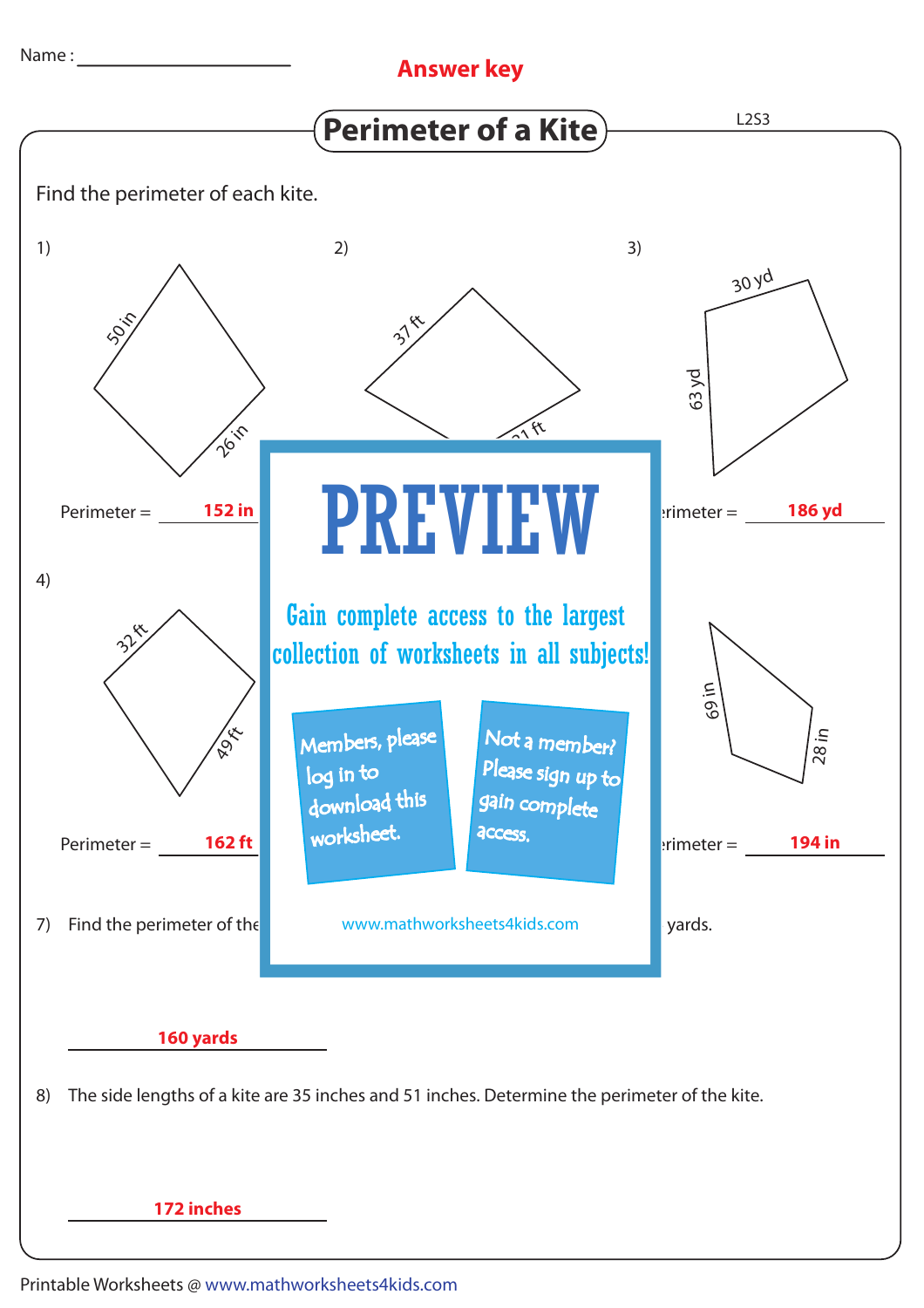Name : ____________________

**Answer key**

# Perimeter of a Kite

L2S3

Find the perimeter of each kite.

1)

50 in

26 in

Perimeter = **152 in**

2)

37 ft

21 ft

3)

30 yd

63 yd

Perimeter = **186 yd**

4)

32 ft

49 ft

Perimeter = **162 ft**

6)

69 in

28 in

Perimeter = **194 in**

# PREVIEW

Gain complete access to the largest collection of worksheets in all subjects!

Members, please log in to download this worksheet.

Not a member? Please sign up to gain complete access.

www.mathworksheets4kids.com

7) Find the perimeter of the ... yards.

**160 yards**

8) The side lengths of a kite are 35 inches and 51 inches. Determine the perimeter of the kite.

**172 inches**

Printable Worksheets @ www.mathworksheets4kids.com